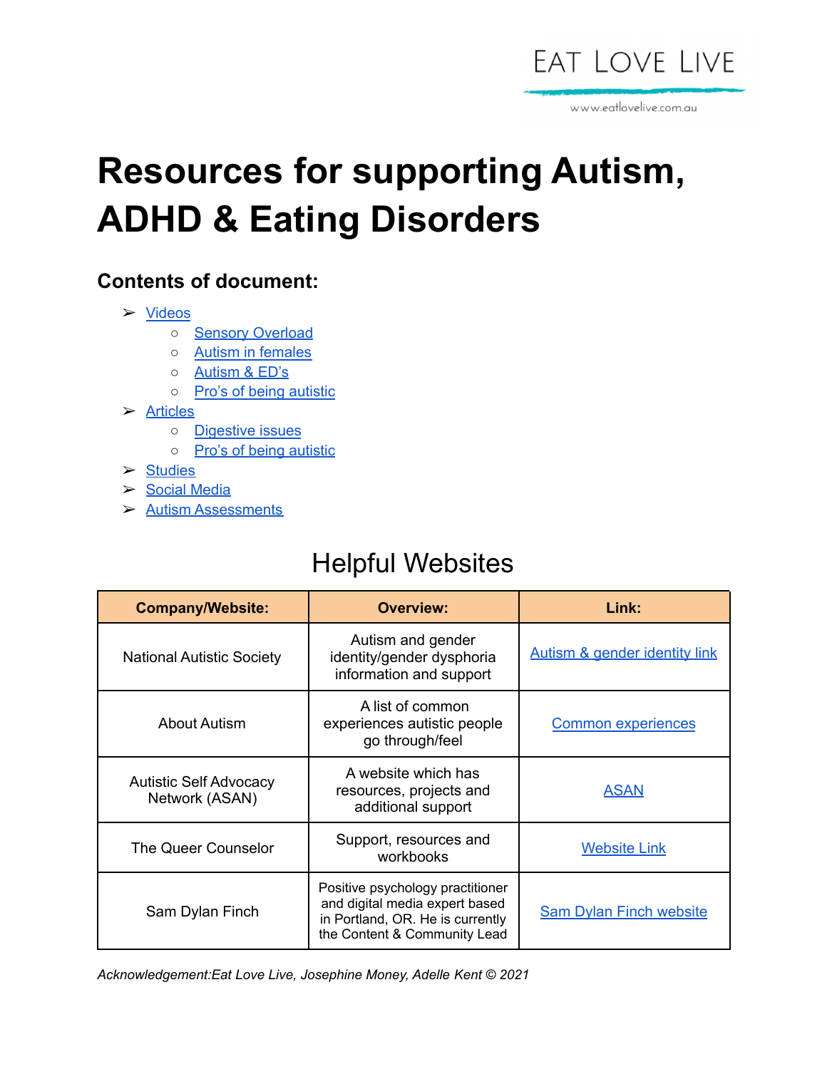EAT LOVE LIVE

www.eatlovelive.com.au

# Resources for supporting Autism, ADHD & Eating Disorders

### Contents of document:

- Videos
  - Sensory Overload
  - Autism in females
  - Autism & ED's
  - Pro's of being autistic
- Articles
  - Digestive issues
  - Pro's of being autistic
- Studies
- Social Media
- Autism Assessments

## Helpful Websites

| Company/Website: | Overview: | Link: |
|---|---|---|
| National Autistic Society | Autism and gender identity/gender dysphoria information and support | Autism & gender identity link |
| About Autism | A list of common experiences autistic people go through/feel | Common experiences |
| Autistic Self Advocacy Network (ASAN) | A website which has resources, projects and additional support | ASAN |
| The Queer Counselor | Support, resources and workbooks | Website Link |
| Sam Dylan Finch | Positive psychology practitioner and digital media expert based in Portland, OR. He is currently the Content & Community Lead | Sam Dylan Finch website |

*Acknowledgement:Eat Love Live, Josephine Money, Adelle Kent © 2021*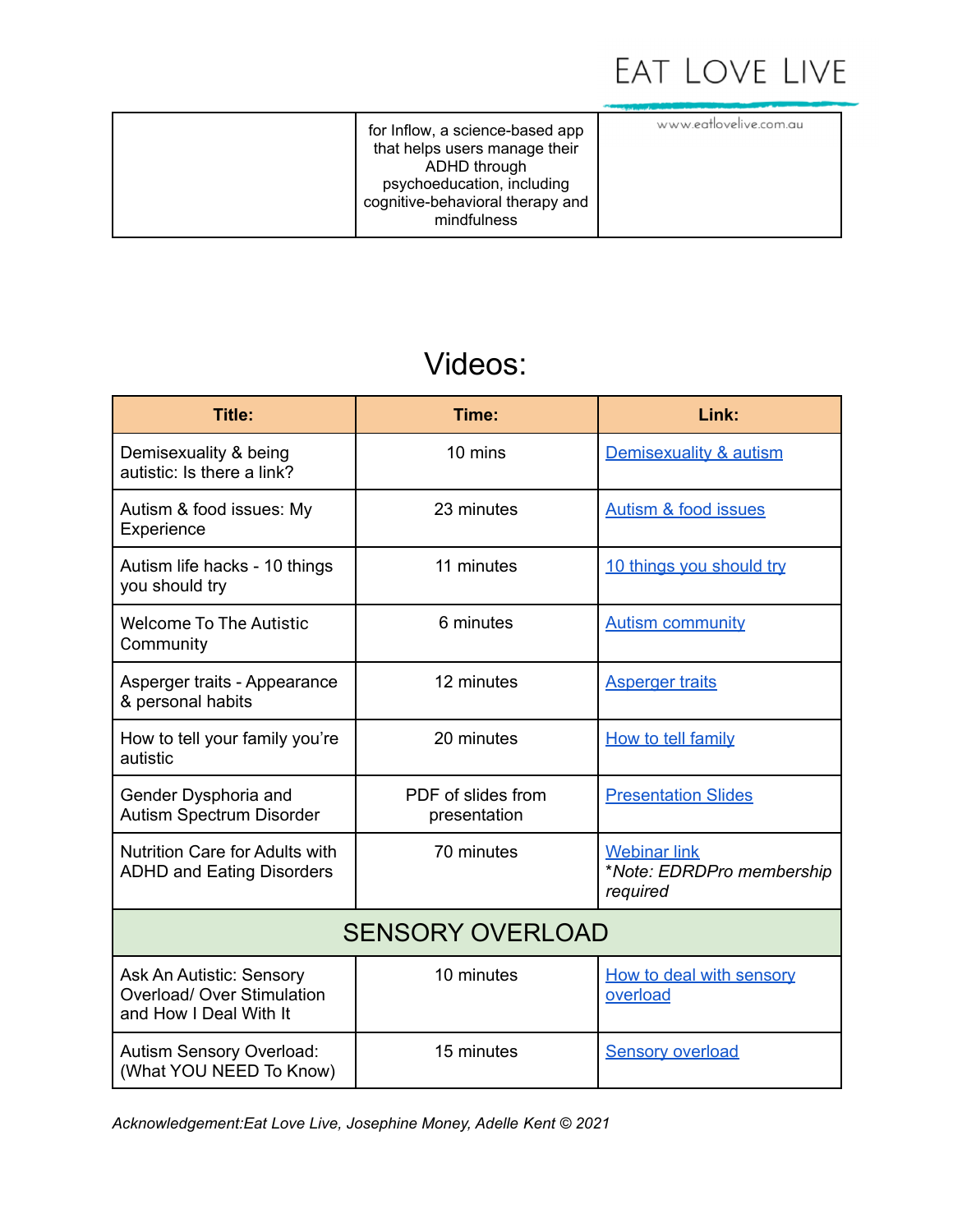| | for Inflow, a science-based app that helps users manage their ADHD through psychoeducation, including cognitive-behavioral therapy and mindfulness | |
|---|---|---|

# Videos:

| Title: | Time: | Link: |
|---|---|---|
| Demisexuality & being autistic: Is there a link? | 10 mins | Demisexuality & autism |
| Autism & food issues: My Experience | 23 minutes | Autism & food issues |
| Autism life hacks - 10 things you should try | 11 minutes | 10 things you should try |
| Welcome To The Autistic Community | 6 minutes | Autism community |
| Asperger traits - Appearance & personal habits | 12 minutes | Asperger traits |
| How to tell your family you're autistic | 20 minutes | How to tell family |
| Gender Dysphoria and Autism Spectrum Disorder | PDF of slides from presentation | Presentation Slides |
| Nutrition Care for Adults with ADHD and Eating Disorders | 70 minutes | Webinar link *Note: EDRDPro membership required* |
| SENSORY OVERLOAD | | |
| Ask An Autistic: Sensory Overload/ Over Stimulation and How I Deal With It | 10 minutes | How to deal with sensory overload |
| Autism Sensory Overload: (What YOU NEED To Know) | 15 minutes | Sensory overload |

*Acknowledgement:Eat Love Live, Josephine Money, Adelle Kent © 2021*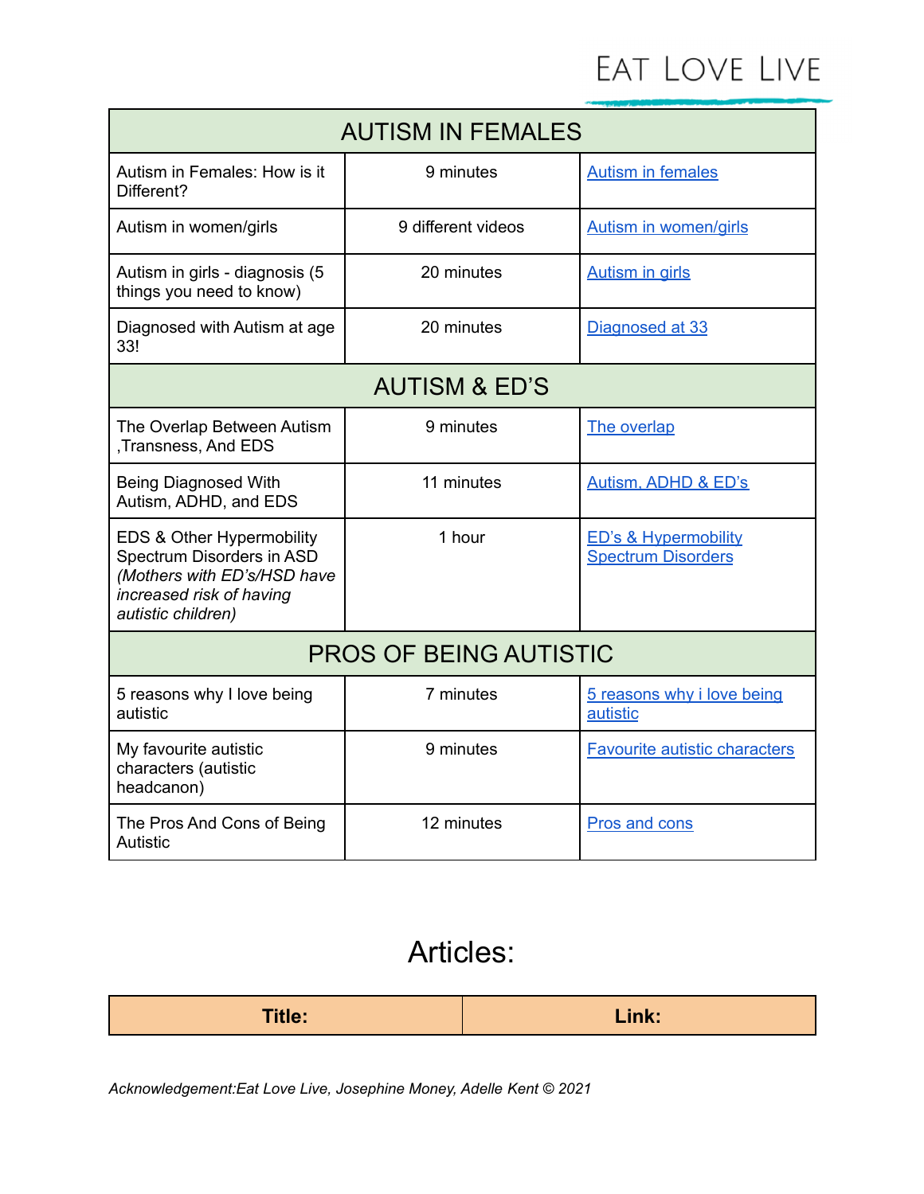| AUTISM IN FEMALES | | |
|---|---|---|
| Autism in Females: How is it Different? | 9 minutes | Autism in females |
| Autism in women/girls | 9 different videos | Autism in women/girls |
| Autism in girls - diagnosis (5 things you need to know) | 20 minutes | Autism in girls |
| Diagnosed with Autism at age 33! | 20 minutes | Diagnosed at 33 |
| **AUTISM & ED'S** | | |
| The Overlap Between Autism ,Transness, And EDS | 9 minutes | The overlap |
| Being Diagnosed With Autism, ADHD, and EDS | 11 minutes | Autism, ADHD & ED's |
| EDS & Other Hypermobility Spectrum Disorders in ASD *(Mothers with ED's/HSD have increased risk of having autistic children)* | 1 hour | ED's & Hypermobility Spectrum Disorders |
| **PROS OF BEING AUTISTIC** | | |
| 5 reasons why I love being autistic | 7 minutes | 5 reasons why i love being autistic |
| My favourite autistic characters (autistic headcanon) | 9 minutes | Favourite autistic characters |
| The Pros And Cons of Being Autistic | 12 minutes | Pros and cons |

# Articles:

| **Title:** | **Link:** |
|---|---|

*Acknowledgement:Eat Love Live, Josephine Money, Adelle Kent © 2021*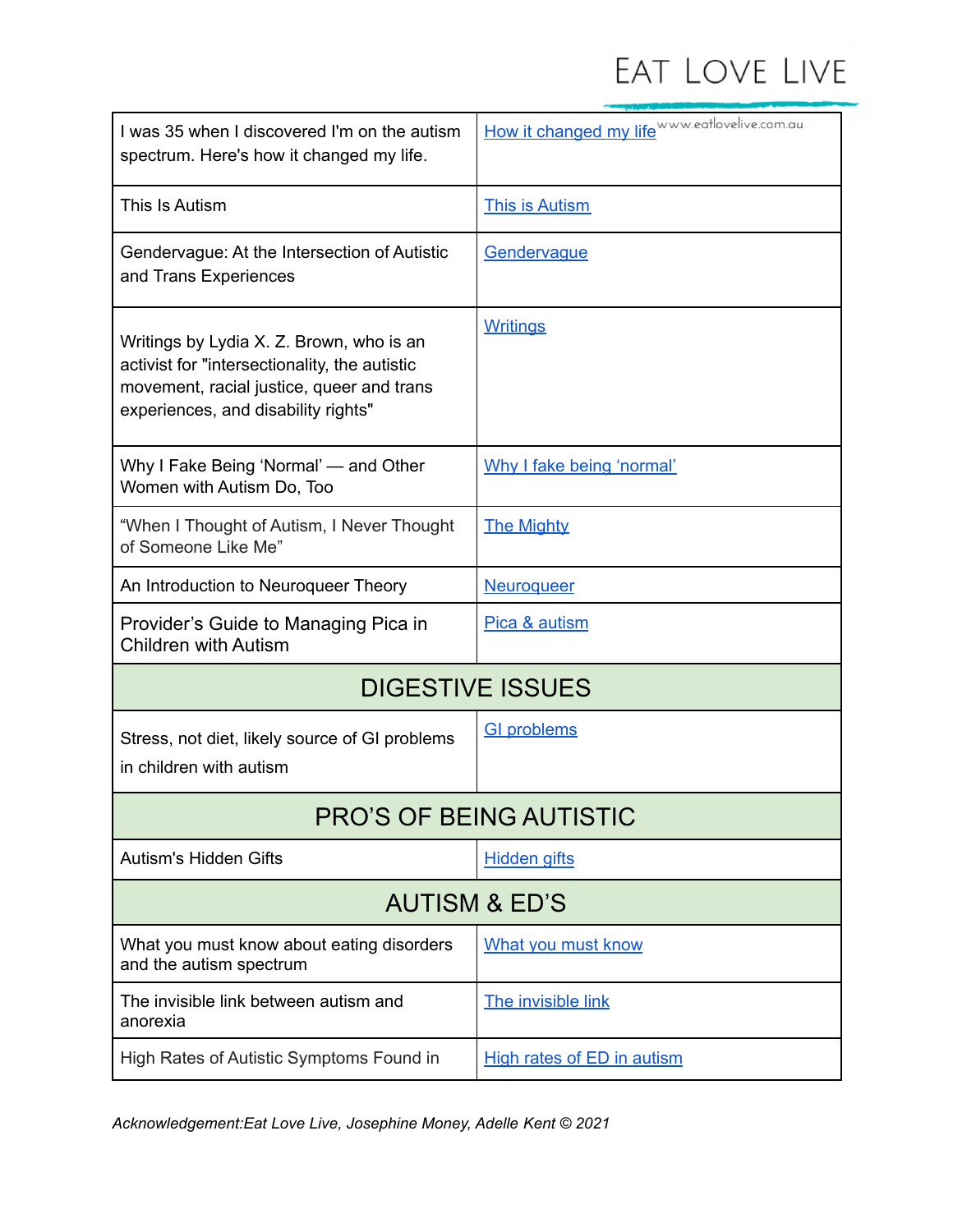| | |
|---|---|
| I was 35 when I discovered I'm on the autism spectrum. Here's how it changed my life. | How it changed my life |
| This Is Autism | This is Autism |
| Gendervague: At the Intersection of Autistic and Trans Experiences | Gendervague |
| Writings by Lydia X. Z. Brown, who is an activist for "intersectionality, the autistic movement, racial justice, queer and trans experiences, and disability rights" | Writings |
| Why I Fake Being 'Normal' — and Other Women with Autism Do, Too | Why I fake being 'normal' |
| "When I Thought of Autism, I Never Thought of Someone Like Me" | The Mighty |
| An Introduction to Neuroqueer Theory | Neuroqueer |
| Provider's Guide to Managing Pica in Children with Autism | Pica & autism |
| **DIGESTIVE ISSUES** | |
| Stress, not diet, likely source of GI problems in children with autism | GI problems |
| **PRO'S OF BEING AUTISTIC** | |
| Autism's Hidden Gifts | Hidden gifts |
| **AUTISM & ED'S** | |
| What you must know about eating disorders and the autism spectrum | What you must know |
| The invisible link between autism and anorexia | The invisible link |
| High Rates of Autistic Symptoms Found in | High rates of ED in autism |

*Acknowledgement:Eat Love Live, Josephine Money, Adelle Kent © 2021*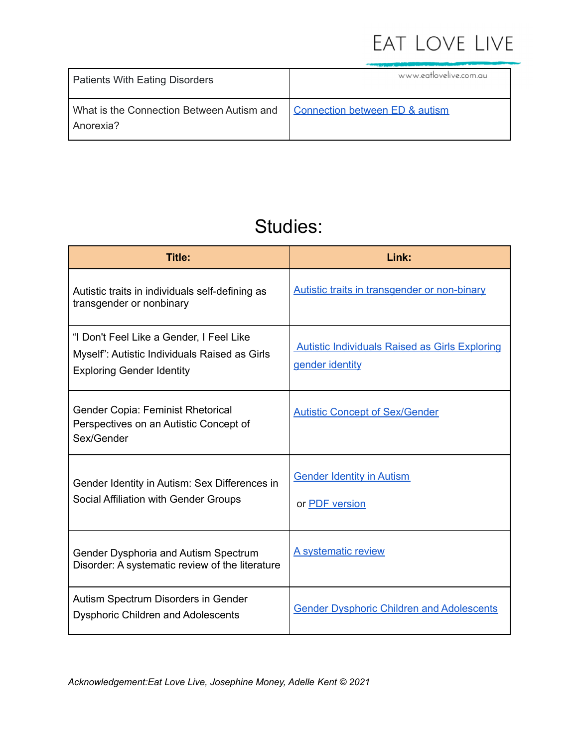| | |
|---|---|
| Patients With Eating Disorders | |
| What is the Connection Between Autism and Anorexia? | Connection between ED & autism |

# Studies:

| Title: | Link: |
|---|---|
| Autistic traits in individuals self-defining as transgender or nonbinary | Autistic traits in transgender or non-binary |
| "I Don't Feel Like a Gender, I Feel Like Myself": Autistic Individuals Raised as Girls Exploring Gender Identity | Autistic Individuals Raised as Girls Exploring gender identity |
| Gender Copia: Feminist Rhetorical Perspectives on an Autistic Concept of Sex/Gender | Autistic Concept of Sex/Gender |
| Gender Identity in Autism: Sex Differences in Social Affiliation with Gender Groups | Gender Identity in Autism or PDF version |
| Gender Dysphoria and Autism Spectrum Disorder: A systematic review of the literature | A systematic review |
| Autism Spectrum Disorders in Gender Dysphoric Children and Adolescents | Gender Dysphoric Children and Adolescents |

*Acknowledgement:Eat Love Live, Josephine Money, Adelle Kent © 2021*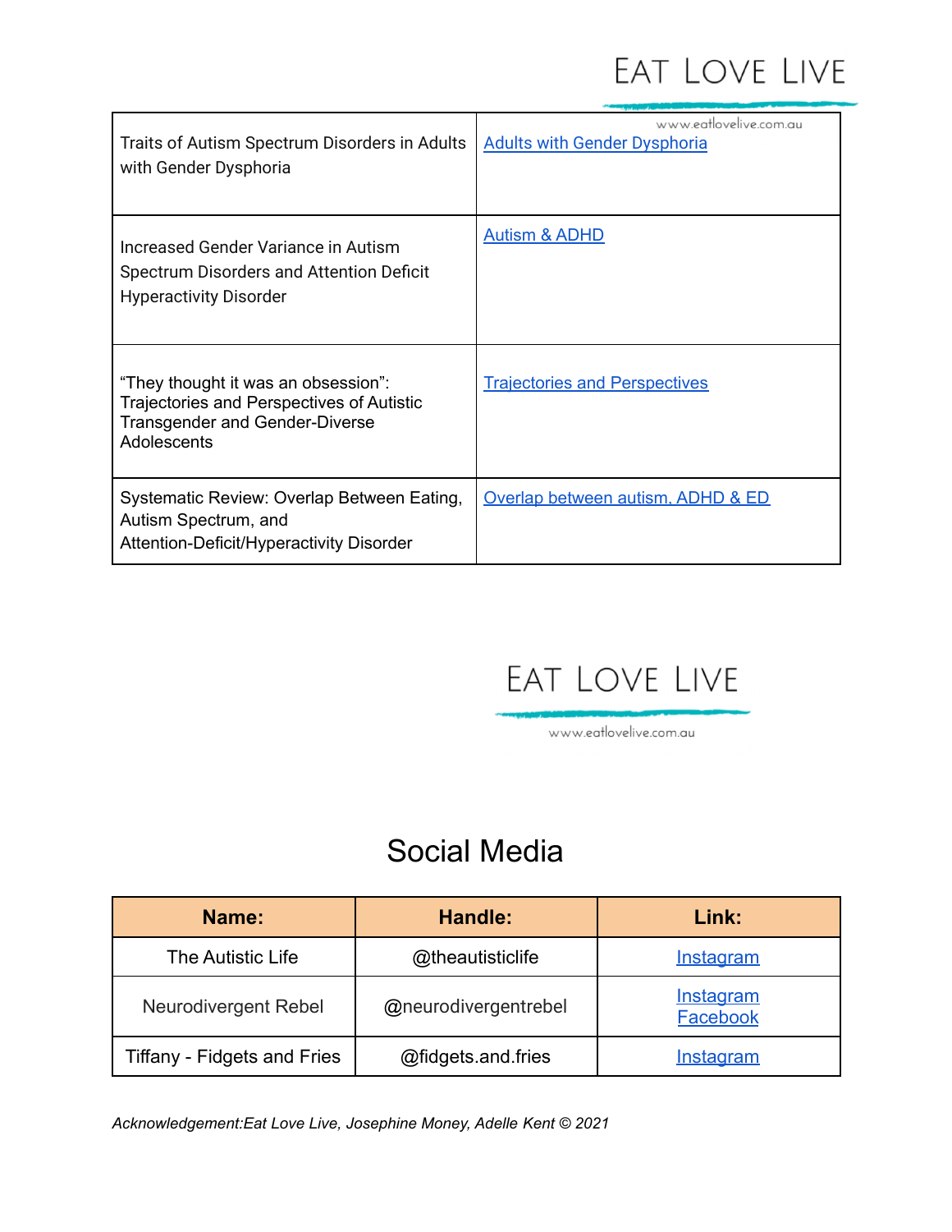| | |
|---|---|
| Traits of Autism Spectrum Disorders in Adults with Gender Dysphoria | Adults with Gender Dysphoria |
| Increased Gender Variance in Autism Spectrum Disorders and Attention Deficit Hyperactivity Disorder | Autism & ADHD |
| "They thought it was an obsession": Trajectories and Perspectives of Autistic Transgender and Gender-Diverse Adolescents | Trajectories and Perspectives |
| Systematic Review: Overlap Between Eating, Autism Spectrum, and Attention-Deficit/Hyperactivity Disorder | Overlap between autism, ADHD & ED |

# Social Media

| Name: | Handle: | Link: |
|---|---|---|
| The Autistic Life | @theautisticlife | Instagram |
| Neurodivergent Rebel | @neurodivergentrebel | Instagram<br>Facebook |
| Tiffany - Fidgets and Fries | @fidgets.and.fries | Instagram |

*Acknowledgement:Eat Love Live, Josephine Money, Adelle Kent © 2021*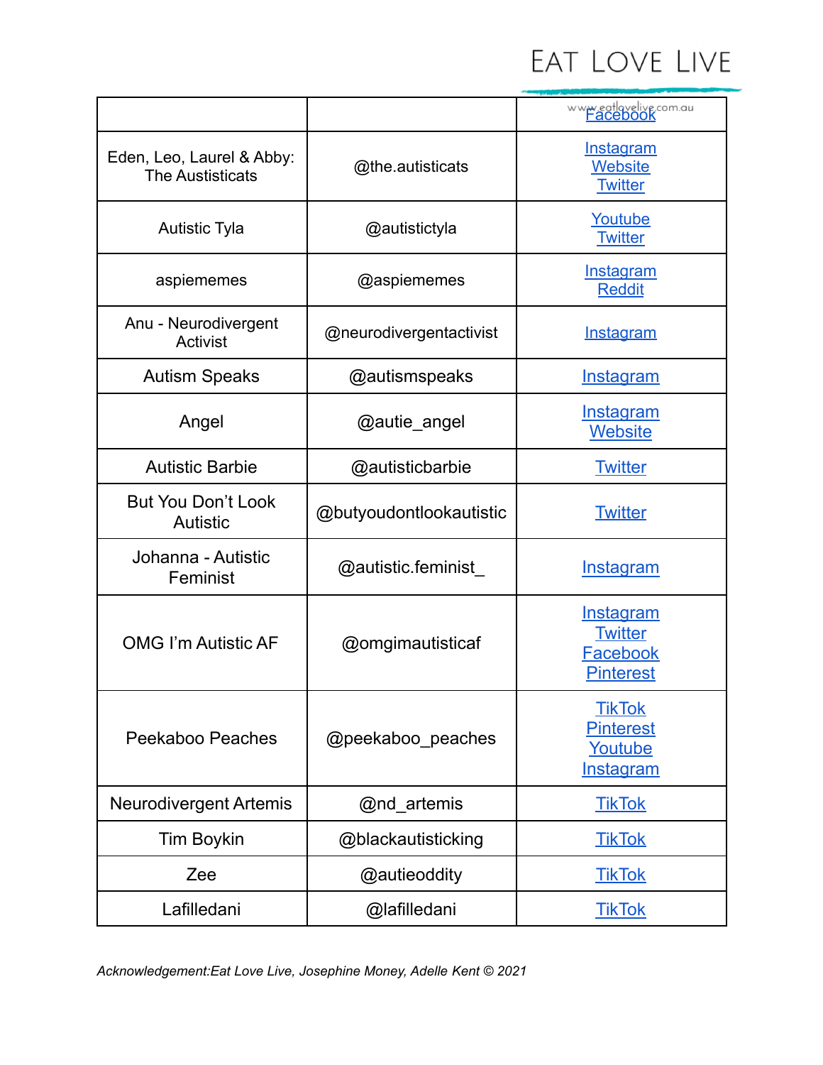| | | |
|---|---|---|
| | | Facebook |
| Eden, Leo, Laurel & Abby: The Austisticats | @the.autisticats | Instagram Website Twitter |
| Autistic Tyla | @autistictyla | Youtube Twitter |
| aspiememes | @aspiememes | Instagram Reddit |
| Anu - Neurodivergent Activist | @neurodivergentactivist | Instagram |
| Autism Speaks | @autismspeaks | Instagram |
| Angel | @autie_angel | Instagram Website |
| Autistic Barbie | @autisticbarbie | Twitter |
| But You Don't Look Autistic | @butyoudontlookautistic | Twitter |
| Johanna - Autistic Feminist | @autistic.feminist_ | Instagram |
| OMG I'm Autistic AF | @omgimautisticaf | Instagram Twitter Facebook Pinterest |
| Peekaboo Peaches | @peekaboo_peaches | TikTok Pinterest Youtube Instagram |
| Neurodivergent Artemis | @nd_artemis | TikTok |
| Tim Boykin | @blackautisticking | TikTok |
| Zee | @autieoddity | TikTok |
| Lafilledani | @lafilledani | TikTok |

*Acknowledgement:Eat Love Live, Josephine Money, Adelle Kent © 2021*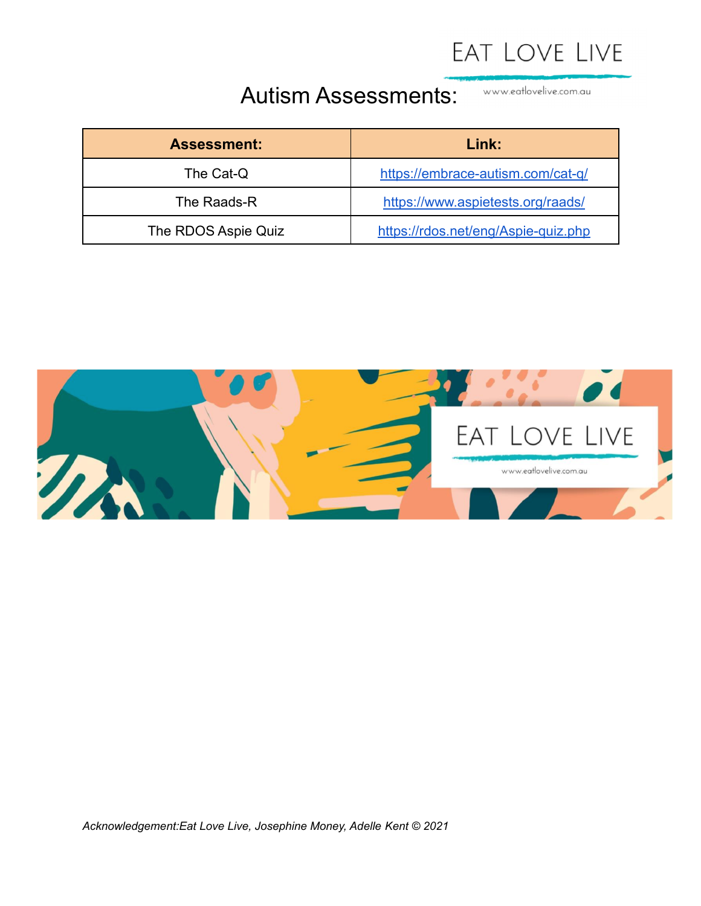# Autism Assessments:

| Assessment: | Link: |
| --- | --- |
| The Cat-Q | https://embrace-autism.com/cat-q/ |
| The Raads-R | https://www.aspietests.org/raads/ |
| The RDOS Aspie Quiz | https://rdos.net/eng/Aspie-quiz.php |

*Acknowledgement:Eat Love Live, Josephine Money, Adelle Kent © 2021*